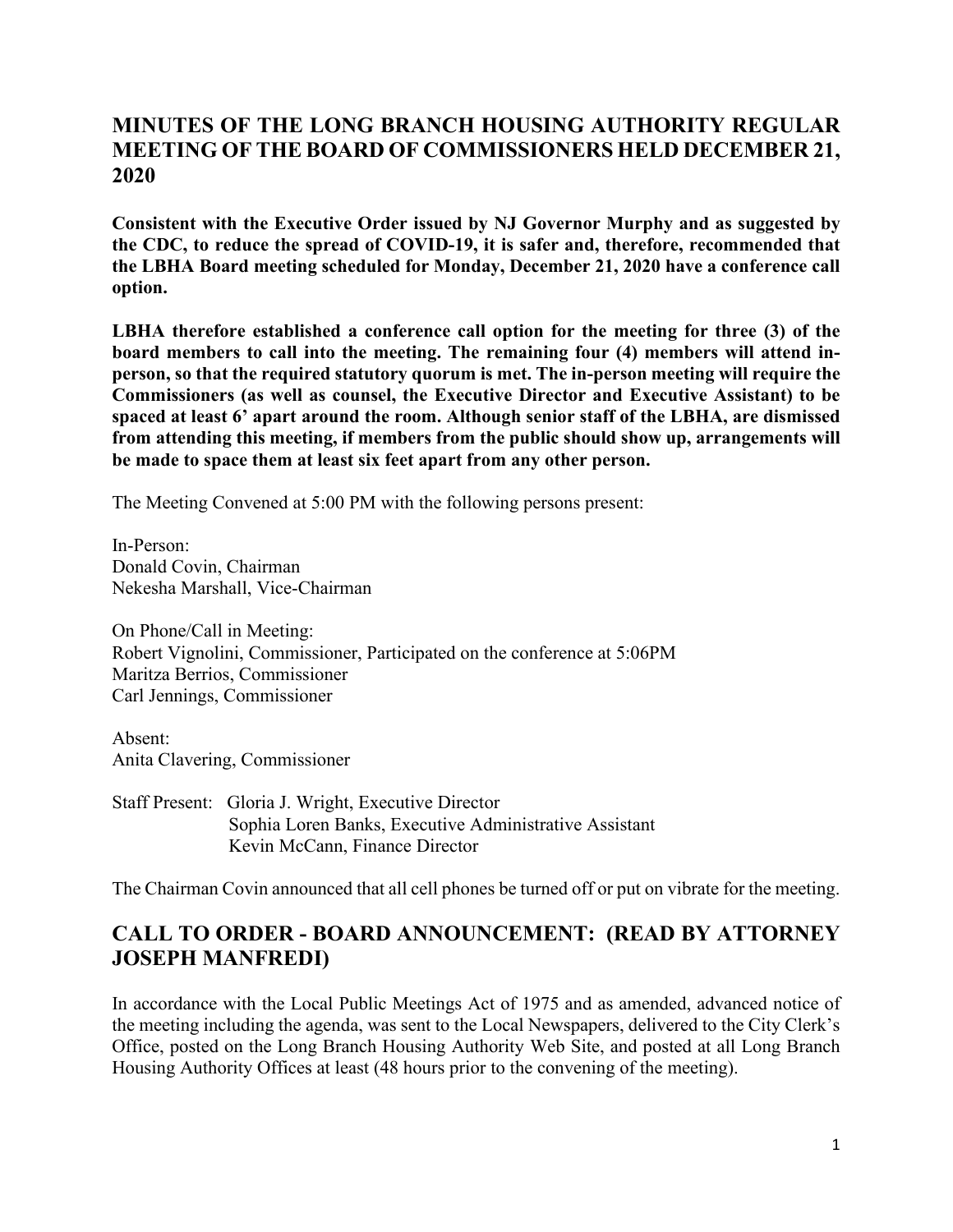# MINUTES OF THE LONG BRANCH HOUSING AUTHORITY REGULAR MEETING OF THE BOARD OF COMMISSIONERS HELD DECEMBER 21, 2020

**Consistent with the Executive Order issued by NJ Governor Murphy and as suggested by the CDC, to reduce the spread of COVID-19, it is safer and, therefore, recommended that the LBHA Board meeting scheduled for Monday, December 21, 2020 have a conference call option.**

**LBHA therefore established a conference call option for the meeting for three (3) of the board members to call into the meeting. The remaining four (4) members will attend in-person, so that the required statutory quorum is met. The in-person meeting will require the Commissioners (as well as counsel, the Executive Director and Executive Assistant) to be spaced at least 6' apart around the room. Although senior staff of the LBHA, are dismissed from attending this meeting, if members from the public should show up, arrangements will be made to space them at least six feet apart from any other person.**

The Meeting Convened at 5:00 PM with the following persons present:

In-Person:
Donald Covin, Chairman
Nekesha Marshall, Vice-Chairman

On Phone/Call in Meeting:
Robert Vignolini, Commissioner, Participated on the conference at 5:06PM
Maritza Berrios, Commissioner
Carl Jennings, Commissioner

Absent:
Anita Clavering, Commissioner

Staff Present: Gloria J. Wright, Executive Director
Sophia Loren Banks, Executive Administrative Assistant
Kevin McCann, Finance Director

The Chairman Covin announced that all cell phones be turned off or put on vibrate for the meeting.

## CALL TO ORDER - BOARD ANNOUNCEMENT: (READ BY ATTORNEY JOSEPH MANFREDI)

In accordance with the Local Public Meetings Act of 1975 and as amended, advanced notice of the meeting including the agenda, was sent to the Local Newspapers, delivered to the City Clerk's Office, posted on the Long Branch Housing Authority Web Site, and posted at all Long Branch Housing Authority Offices at least (48 hours prior to the convening of the meeting).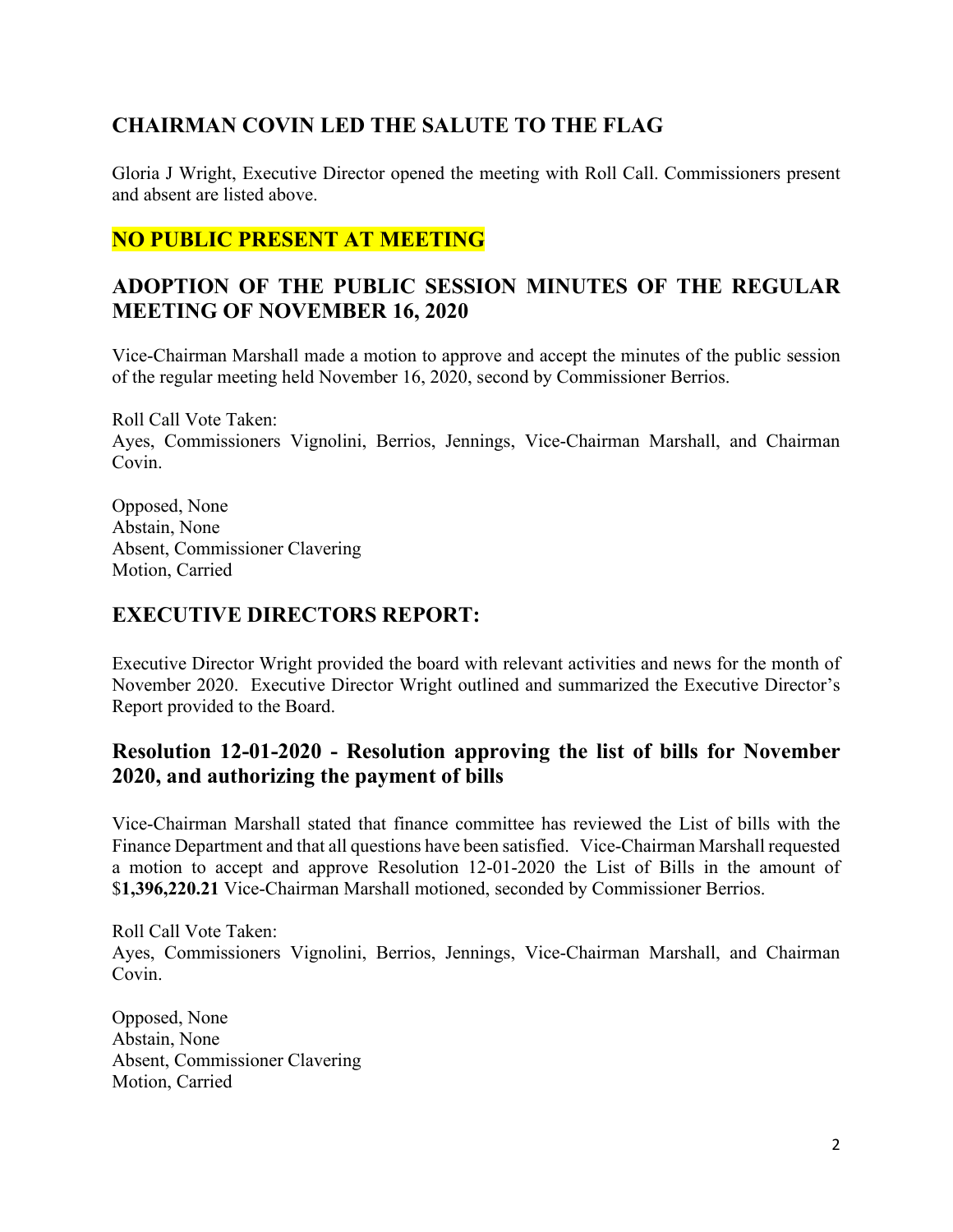## CHAIRMAN COVIN LED THE SALUTE TO THE FLAG

Gloria J Wright, Executive Director opened the meeting with Roll Call. Commissioners present and absent are listed above.

## NO PUBLIC PRESENT AT MEETING

## ADOPTION OF THE PUBLIC SESSION MINUTES OF THE REGULAR MEETING OF NOVEMBER 16, 2020

Vice-Chairman Marshall made a motion to approve and accept the minutes of the public session of the regular meeting held November 16, 2020, second by Commissioner Berrios.

Roll Call Vote Taken:
Ayes, Commissioners Vignolini, Berrios, Jennings, Vice-Chairman Marshall, and Chairman Covin.

Opposed, None
Abstain, None
Absent, Commissioner Clavering
Motion, Carried

## EXECUTIVE DIRECTORS REPORT:

Executive Director Wright provided the board with relevant activities and news for the month of November 2020. Executive Director Wright outlined and summarized the Executive Director's Report provided to the Board.

## Resolution 12-01-2020 - Resolution approving the list of bills for November 2020, and authorizing the payment of bills

Vice-Chairman Marshall stated that finance committee has reviewed the List of bills with the Finance Department and that all questions have been satisfied. Vice-Chairman Marshall requested a motion to accept and approve Resolution 12-01-2020 the List of Bills in the amount of $**1,396,220.21** Vice-Chairman Marshall motioned, seconded by Commissioner Berrios.

Roll Call Vote Taken:
Ayes, Commissioners Vignolini, Berrios, Jennings, Vice-Chairman Marshall, and Chairman Covin.

Opposed, None
Abstain, None
Absent, Commissioner Clavering
Motion, Carried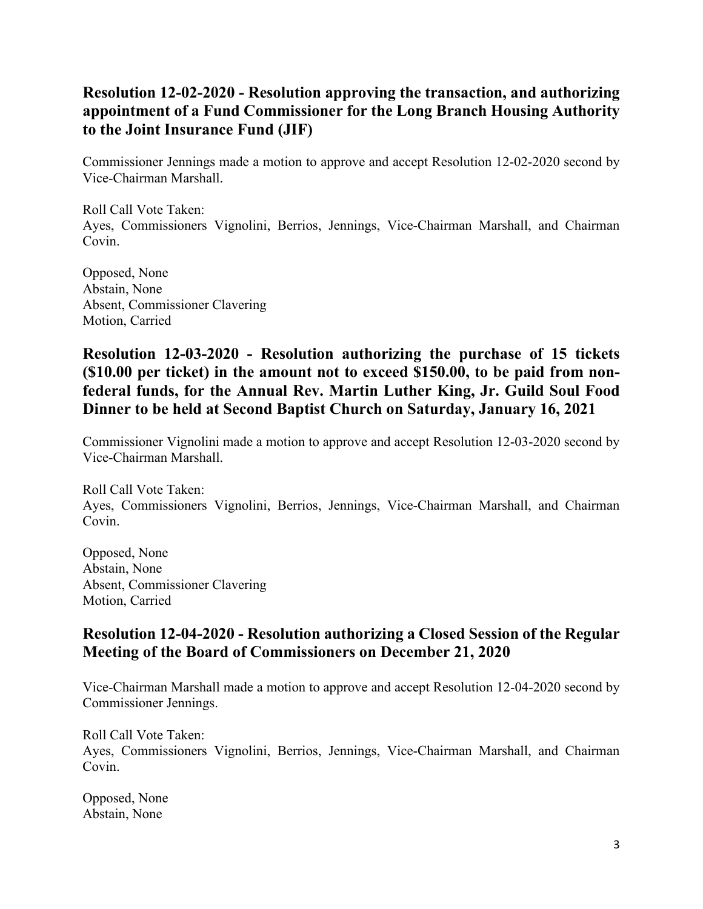## Resolution 12-02-2020 - Resolution approving the transaction, and authorizing appointment of a Fund Commissioner for the Long Branch Housing Authority to the Joint Insurance Fund (JIF)

Commissioner Jennings made a motion to approve and accept Resolution 12-02-2020 second by Vice-Chairman Marshall.

Roll Call Vote Taken:
Ayes, Commissioners Vignolini, Berrios, Jennings, Vice-Chairman Marshall, and Chairman Covin.

Opposed, None
Abstain, None
Absent, Commissioner Clavering
Motion, Carried

## Resolution 12-03-2020 - Resolution authorizing the purchase of 15 tickets ($10.00 per ticket) in the amount not to exceed $150.00, to be paid from non-federal funds, for the Annual Rev. Martin Luther King, Jr. Guild Soul Food Dinner to be held at Second Baptist Church on Saturday, January 16, 2021

Commissioner Vignolini made a motion to approve and accept Resolution 12-03-2020 second by Vice-Chairman Marshall.

Roll Call Vote Taken:
Ayes, Commissioners Vignolini, Berrios, Jennings, Vice-Chairman Marshall, and Chairman Covin.

Opposed, None
Abstain, None
Absent, Commissioner Clavering
Motion, Carried

## Resolution 12-04-2020 - Resolution authorizing a Closed Session of the Regular Meeting of the Board of Commissioners on December 21, 2020

Vice-Chairman Marshall made a motion to approve and accept Resolution 12-04-2020 second by Commissioner Jennings.

Roll Call Vote Taken:
Ayes, Commissioners Vignolini, Berrios, Jennings, Vice-Chairman Marshall, and Chairman Covin.

Opposed, None
Abstain, None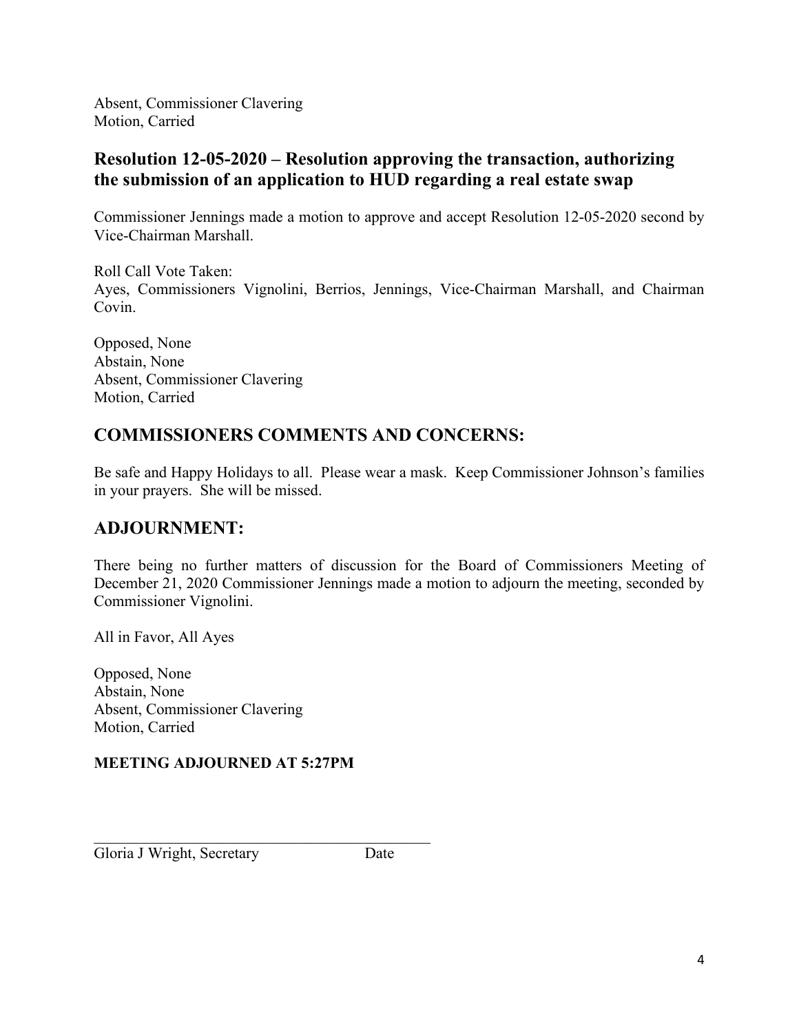Absent, Commissioner Clavering
Motion, Carried

## Resolution 12-05-2020 – Resolution approving the transaction, authorizing the submission of an application to HUD regarding a real estate swap

Commissioner Jennings made a motion to approve and accept Resolution 12-05-2020 second by Vice-Chairman Marshall.

Roll Call Vote Taken:
Ayes, Commissioners Vignolini, Berrios, Jennings, Vice-Chairman Marshall, and Chairman Covin.

Opposed, None
Abstain, None
Absent, Commissioner Clavering
Motion, Carried

## COMMISSIONERS COMMENTS AND CONCERNS:

Be safe and Happy Holidays to all. Please wear a mask. Keep Commissioner Johnson's families in your prayers. She will be missed.

## ADJOURNMENT:

There being no further matters of discussion for the Board of Commissioners Meeting of December 21, 2020 Commissioner Jennings made a motion to adjourn the meeting, seconded by Commissioner Vignolini.

All in Favor, All Ayes

Opposed, None
Abstain, None
Absent, Commissioner Clavering
Motion, Carried

**MEETING ADJOURNED AT 5:27PM**

______________________________________
Gloria J Wright, Secretary Date